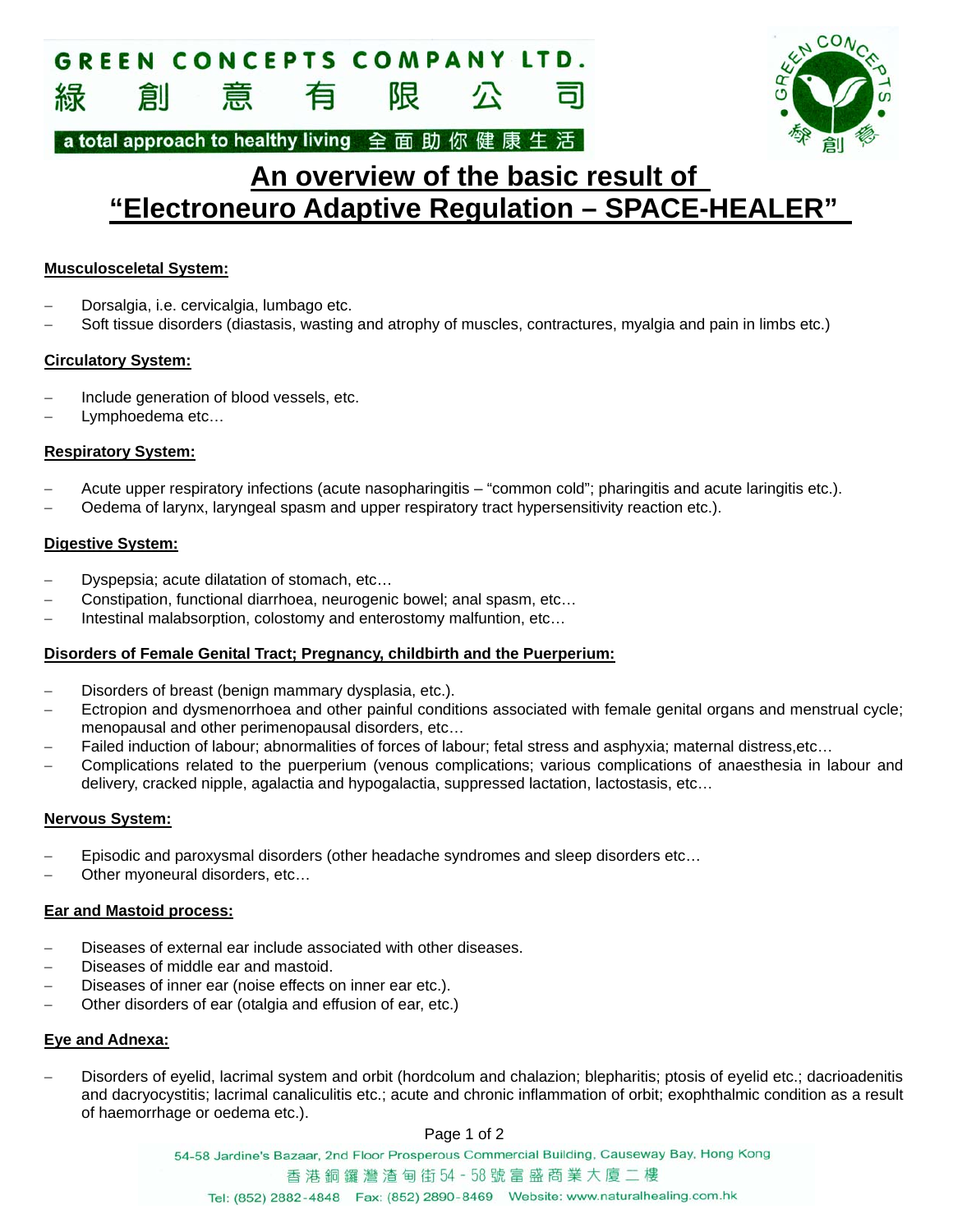# GREEN CONCEPTS COMPANY LTD.
# 綠創意有限公司

a total approach to healthy living 全面助你健康生活

## An overview of the basic result of "Electroneuro Adaptive Regulation – SPACE-HEALER"

**Musculosceletal System:**

- Dorsalgia, i.e. cervicalgia, lumbago etc.
- Soft tissue disorders (diastasis, wasting and atrophy of muscles, contractures, myalgia and pain in limbs etc.)

**Circulatory System:**

- Include generation of blood vessels, etc.
- Lymphoedema etc…

**Respiratory System:**

- Acute upper respiratory infections (acute nasopharingitis – "common cold"; pharingitis and acute laringitis etc.).
- Oedema of larynx, laryngeal spasm and upper respiratory tract hypersensitivity reaction etc.).

**Digestive System:**

- Dyspepsia; acute dilatation of stomach, etc…
- Constipation, functional diarrhoea, neurogenic bowel; anal spasm, etc…
- Intestinal malabsorption, colostomy and enterostomy malfuntion, etc…

**Disorders of Female Genital Tract; Pregnancy, childbirth and the Puerperium:**

- Disorders of breast (benign mammary dysplasia, etc.).
- Ectropion and dysmenorrhoea and other painful conditions associated with female genital organs and menstrual cycle; menopausal and other perimenopausal disorders, etc…
- Failed induction of labour; abnormalities of forces of labour; fetal stress and asphyxia; maternal distress,etc…
- Complications related to the puerperium (venous complications; various complications of anaesthesia in labour and delivery, cracked nipple, agalactia and hypogalactia, suppressed lactation, lactostasis, etc…

**Nervous System:**

- Episodic and paroxysmal disorders (other headache syndromes and sleep disorders etc…
- Other myoneural disorders, etc…

**Ear and Mastoid process:**

- Diseases of external ear include associated with other diseases.
- Diseases of middle ear and mastoid.
- Diseases of inner ear (noise effects on inner ear etc.).
- Other disorders of ear (otalgia and effusion of ear, etc.)

**Eye and Adnexa:**

- Disorders of eyelid, lacrimal system and orbit (hordcolum and chalazion; blepharitis; ptosis of eyelid etc.; dacrioadenitis and dacryocystitis; lacrimal canaliculitis etc.; acute and chronic inflammation of orbit; exophthalmic condition as a result of haemorrhage or oedema etc.).

54-58 Jardine's Bazaar, 2nd Floor Prosperous Commercial Building, Causeway Bay, Hong Kong
香港銅鑼灣渣甸街54 - 58號富盛商業大廈二樓
Tel: (852) 2882-4848 Fax: (852) 2890-8469 Website: www.naturalhealing.com.hk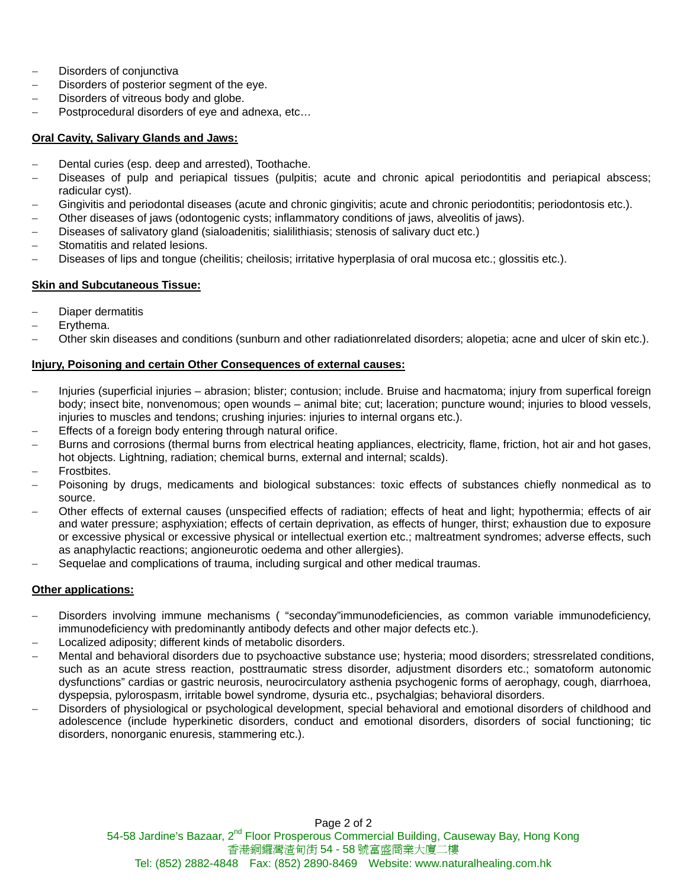- Disorders of conjunctiva
- Disorders of posterior segment of the eye.
- Disorders of vitreous body and globe.
- Postprocedural disorders of eye and adnexa, etc…

**<u>Oral Cavity, Salivary Glands and Jaws:</u>**

- Dental curies (esp. deep and arrested), Toothache.
- Diseases of pulp and periapical tissues (pulpitis; acute and chronic apical periodontitis and periapical abscess; radicular cyst).
- Gingivitis and periodontal diseases (acute and chronic gingivitis; acute and chronic periodontitis; periodontosis etc.).
- Other diseases of jaws (odontogenic cysts; inflammatory conditions of jaws, alveolitis of jaws).
- Diseases of salivatory gland (sialoadenitis; sialilithiasis; stenosis of salivary duct etc.)
- Stomatitis and related lesions.
- Diseases of lips and tongue (cheilitis; cheilosis; irritative hyperplasia of oral mucosa etc.; glossitis etc.).

**<u>Skin and Subcutaneous Tissue:</u>**

- Diaper dermatitis
- Erythema.
- Other skin diseases and conditions (sunburn and other radiationrelated disorders; alopetia; acne and ulcer of skin etc.).

**<u>Injury, Poisoning and certain Other Consequences of external causes:</u>**

- Injuries (superficial injuries – abrasion; blister; contusion; include. Bruise and hacmatoma; injury from superfical foreign body; insect bite, nonvenomous; open wounds – animal bite; cut; laceration; puncture wound; injuries to blood vessels, injuries to muscles and tendons; crushing injuries: injuries to internal organs etc.).
- Effects of a foreign body entering through natural orifice.
- Burns and corrosions (thermal burns from electrical heating appliances, electricity, flame, friction, hot air and hot gases, hot objects. Lightning, radiation; chemical burns, external and internal; scalds).
- Frostbites.
- Poisoning by drugs, medicaments and biological substances: toxic effects of substances chiefly nonmedical as to source.
- Other effects of external causes (unspecified effects of radiation; effects of heat and light; hypothermia; effects of air and water pressure; asphyxiation; effects of certain deprivation, as effects of hunger, thirst; exhaustion due to exposure or excessive physical or excessive physical or intellectual exertion etc.; maltreatment syndromes; adverse effects, such as anaphylactic reactions; angioneurotic oedema and other allergies).
- Sequelae and complications of trauma, including surgical and other medical traumas.

**<u>Other applications:</u>**

- Disorders involving immune mechanisms ( "seconday"immunodeficiencies, as common variable immunodeficiency, immunodeficiency with predominantly antibody defects and other major defects etc.).
- Localized adiposity; different kinds of metabolic disorders.
- Mental and behavioral disorders due to psychoactive substance use; hysteria; mood disorders; stressrelated conditions, such as an acute stress reaction, posttraumatic stress disorder, adjustment disorders etc.; somatoform autonomic dysfunctions" cardias or gastric neurosis, neurocirculatory asthenia psychogenic forms of aerophagy, cough, diarrhoea, dyspepsia, pylorospasm, irritable bowel syndrome, dysuria etc., psychalgias; behavioral disorders.
- Disorders of physiological or psychological development, special behavioral and emotional disorders of childhood and adolescence (include hyperkinetic disorders, conduct and emotional disorders, disorders of social functioning; tic disorders, nonorganic enuresis, stammering etc.).